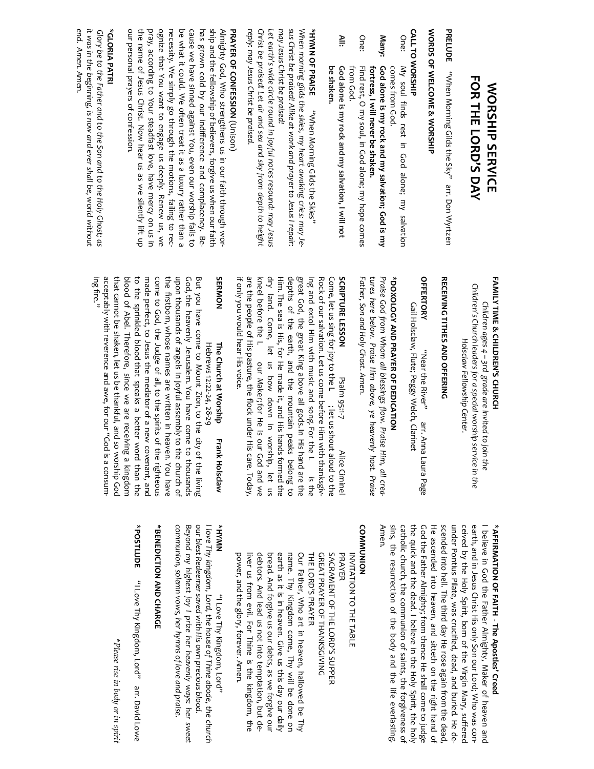# WORSHIP SERVICE
# FOR THE LORD'S DAY

**PRELUDE** "When Morning Gilds the Sky" arr. Don Wyrtzen

**WORDS OF WELCOME & WORSHIP**

**CALL TO WORSHIP**

One: My soul finds rest in God alone; my salvation comes from God.

**Many: God alone is my rock and my salvation; God is my fortress, I will never be shaken.**

One: Find rest, O my soul, in God alone; my hope comes from God.

**All: God alone is my rock and my salvation, I will not be shaken.**

**\*HYMN OF PRAISE** "When Morning Gilds the Skies"

*When morning gilds the skies, my heart awaking cries: may Jesus Christ be praised! Alike at work and prayer to Jesus I repair: may Jesus Christ be praised!*
*Let earth's wide circle round in joyful notes resound: may Jesus Christ be praised! Let air and sea and sky from depth to height reply: may Jesus Christ be praised.*

**PRAYER OF CONFESSION** (Unison)

Almighty God, Who strengthens us in our faith through worship and the fellowship of believers, forgive us when our faith has grown cold by our indifference and complacency. Because we have sinned against You, even our worship falls to be what it could. We often treat it as a luxury rather than a necessity. We simply go through the motions, failing to recognize that You want to engage us deeply. Renew us, we pray, according to Your steadfast love, have mercy on us in the name of Jesus Christ. Now hear us as we silently lift up our personal prayers of confession.

**\*GLORIA PATRI**

*Glory be to the Father and to the Son and to the Holy Ghost; as it was in the beginning, is now and ever shall be, world without end. Amen. Amen.*

**FAMILY TIME & CHILDREN'S CHURCH**

*Children ages 4 – 3rd grade are invited to join the Children's Church leaders for a special worship service in the Holsclaw Fellowship Center.*

**RECEIVING TITHES AND OFFERING**

**OFFERTORY** "Near the River" arr. Anna Laura Page
Gail Holsclaw, Flute; Peggy Welch, Clarinet

**\*DOXOLOGY AND PRAYER OF DEDICATION**

*Praise God from Whom all blessings flow. Praise Him, all creatures here below. Praise Him above, ye heavenly host. Praise Father, Son and Holy Ghost. Amen.*

**SCRIPTURE LESSON** Psalm 95:1-7 Alice Ciminel

Come, let us sing for joy to the L ; let us shout aloud to the Rock of our salvation. Let us come before Him with thanksgiving and extol Him with music and song. For the L is the great God, the great King above all gods. In His hand are the depths of the earth, and the mountain peaks belong to Him. The sea is His, for He made it, and His hands formed the dry land. Come, let us bow down in worship, let us kneel before the L our Maker; for He is our God and we are the people of His pasture, the flock under His care. Today, if only you would hear His voice.

**SERMON** **The Church at Worship** **Frank Holsclaw**
Hebrews 12:22-24, 28-29

But you have come to Mount Zion, to the city of the living God, the heavenly Jerusalem. You have come to thousands upon thousands of angels in joyful assembly to the church of the firstborn, whose names are written in heaven. You have come to God, the Judge of all, to the spirits of the righteous made perfect, to Jesus the mediator of a new covenant, and to the sprinkled blood that speaks a better word than the blood of Abel. Therefore, since we are receiving a kingdom that cannot be shaken, let us be thankful, and so worship God acceptably with reverence and awe, for our "God is a consuming fire."

**\*AFFIRMATION OF FAITH - The Apostles' Creed**

I believe in God the Father Almighty, Maker of heaven and earth, and in Jesus Christ His only Son our Lord; Who was conceived by the Holy Spirit, born of the Virgin Mary, suffered under Pontius Pilate, was crucified, dead, and buried. He descended into hell. The third day He rose again from the dead, He ascended into heaven, and sitteth on the right hand of God the Father Almighty; from thence He shall come to judge the quick and the dead. I believe in the Holy Spirit, the holy catholic church, the communion of saints, the forgiveness of sins, the resurrection of the body and the life everlasting. Amen.

**COMMUNION**

INVITATION TO THE TABLE
PRAYER
SACRAMENT OF THE LORD'S SUPPER
GREAT PRAYER OF THANKSGIVING
THE LORD'S PRAYER

Our Father, Who art in heaven, hallowed be Thy name. Thy Kingdom come, Thy will be done on earth as it is in heaven. Give us this day our daily bread. And forgive us our debts, as we forgive our debtors. And lead us not into temptation, but deliver us from evil. For Thine is the kingdom, the power, and the glory, forever. Amen.

**\*HYMN** "I Love Thy Kingdom, Lord"

*I love Thy kingdom, Lord, the house of Thine abode, the church our blest Redeemer saved with His own precious blood.*
*Beyond my highest joy I prize her heavenly ways: her sweet communion, solemn vows, her hymns of love and praise.*

**\*BENEDICTION AND CHARGE**

**\*POSTLUDE** "I Love Thy Kingdom, Lord" arr. David Lowe

*\*Please rise in body or in spirit*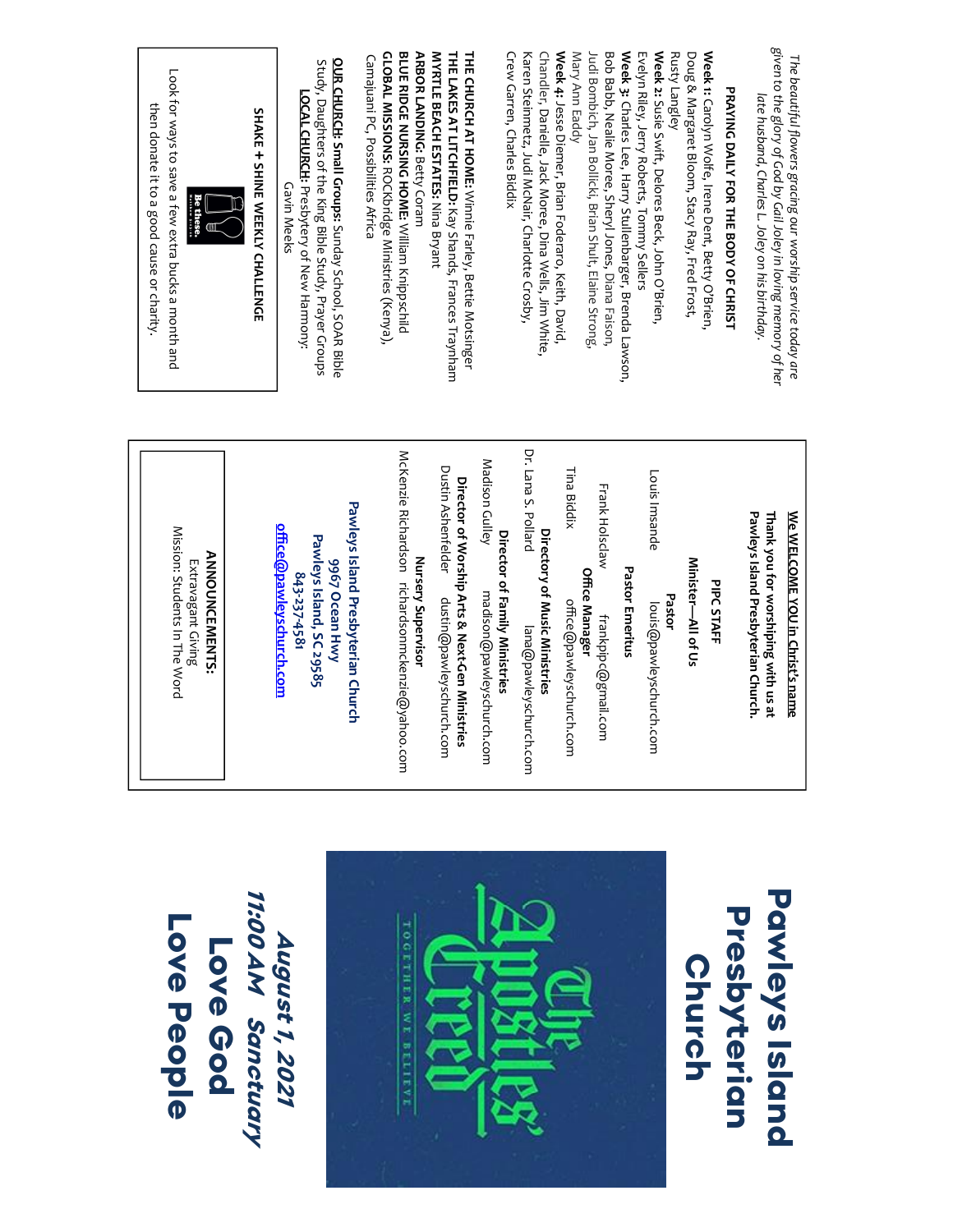*The beautiful flowers gracing our worship service today are given to the glory of God by Gail Joley in loving memory of her late husband, Charles L. Joley on his birthday.*

## PRAYING DAILY FOR THE BODY OF CHRIST

**Week 1:** Carolyn Wolfe, Irene Dent, Betty O'Brien, Doug & Margaret Bloom, Stacy Ray, Fred Frost, Rusty Langley

**Week 2:** Susie Swift, Delores Beck, John O'Brien, Evelyn Riley, Jerry Roberts, Tommy Sellers

**Week 3:** Charles Lee, Harry Stullenbarger, Brenda Lawson, Bob Babb, Nealie Moree, Sheryl Jones, Diana Faison, Judi Bombich, Jan Bollicki, Brian Shult, Elaine Strong, Mary Ann Eaddy

**Week 4:** Jesse Diemer, Brian Foderaro, Keith, David, Chandler, Danielle, Jack Moree, Dina Wells, Jim White, Karen Steinmetz, Judi McNair, Charlotte Crosby, Crew Garren, Charles Biddix

**THE CHURCH AT HOME:** Winnie Farley, Bettie Motsinger
**THE LAKES AT LITCHFIELD:** Kay Shands, Frances Traynham
**MYRTLE BEACH ESTATES:** Nina Bryant
**ARBOR LANDING:** Betty Coram
**BLUE RIDGE NURSING HOME:** William Knippschild
**GLOBAL MISSIONS:** ROCKbridge Ministries (Kenya), Camaiuani PC, Possibilities Africa

**OUR CHURCH: Small Groups:** Sunday School, SOAR Bible Study, Daughters of the King Bible Study, Prayer Groups
**LOCAL CHURCH:** Presbytery of New Harmony: Gavin Meeks

## SHAKE + SHINE WEEKLY CHALLENGE

Be these.

Look for ways to save a few extra bucks a month and then donate it to a good cause or charity.

**We WELCOME YOU in Christ's name**
**Thank you for worshiping with us at Pawleys Island Presbyterian Church.**

## PIPC STAFF

**Minister—All of Us**

**Pastor**
Louis Imsande louis@pawleyschurch.com

**Pastor Emeritus**
Frank Holsclaw frankpipc@gmail.com

**Office Manager**
Tina Biddix office@pawleyschurch.com

**Directory of Music Ministries**
Dr. Lana S. Pollard lana@pawleyschurch.com

**Director of Family Ministries**
Madison Gulley madison@pawleyschurch.com

**Director of Worship Arts & Next-Gen Ministries**
Dustin Ashenfelder dustin@pawleyschurch.com

**Nursery Supervisor**
McKenzie Richardson richardsonmckenzie@yahoo.com

**Pawleys Island Presbyterian Church**
**9967 Ocean Hwy**
**Pawleys Island, SC 29585**
**843-237-4581**
**office@pawleyschurch.com**

**ANNOUNCEMENTS:**
Extravagant Giving
Mission: Students In The Word

# Pawleys Island Presbyterian Church

The Apostles' Creed
TOGETHER WE BELIEVE

***August 1, 2021***
***11:00 AM Sanctuary***

# Love God
# Love People